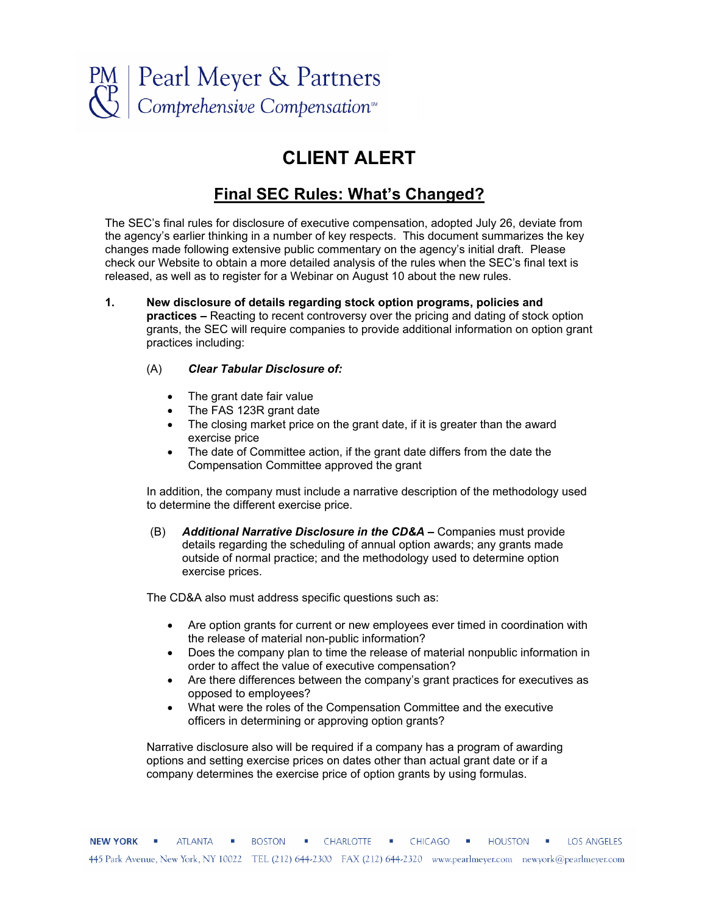Pearl Meyer & Partners
*Comprehensive Compensation*℠

# CLIENT ALERT

## Final SEC Rules: What's Changed?

The SEC's final rules for disclosure of executive compensation, adopted July 26, deviate from the agency's earlier thinking in a number of key respects. This document summarizes the key changes made following extensive public commentary on the agency's initial draft. Please check our Website to obtain a more detailed analysis of the rules when the SEC's final text is released, as well as to register for a Webinar on August 10 about the new rules.

1. **New disclosure of details regarding stock option programs, policies and practices –** Reacting to recent controversy over the pricing and dating of stock option grants, the SEC will require companies to provide additional information on option grant practices including:

   (A) ***Clear Tabular Disclosure of:***

   - The grant date fair value
   - The FAS 123R grant date
   - The closing market price on the grant date, if it is greater than the award exercise price
   - The date of Committee action, if the grant date differs from the date the Compensation Committee approved the grant

   In addition, the company must include a narrative description of the methodology used to determine the different exercise price.

   (B) ***Additional Narrative Disclosure in the CD&A –*** Companies must provide details regarding the scheduling of annual option awards; any grants made outside of normal practice; and the methodology used to determine option exercise prices.

   The CD&A also must address specific questions such as:

   - Are option grants for current or new employees ever timed in coordination with the release of material non-public information?
   - Does the company plan to time the release of material nonpublic information in order to affect the value of executive compensation?
   - Are there differences between the company's grant practices for executives as opposed to employees?
   - What were the roles of the Compensation Committee and the executive officers in determining or approving option grants?

   Narrative disclosure also will be required if a company has a program of awarding options and setting exercise prices on dates other than actual grant date or if a company determines the exercise price of option grants by using formulas.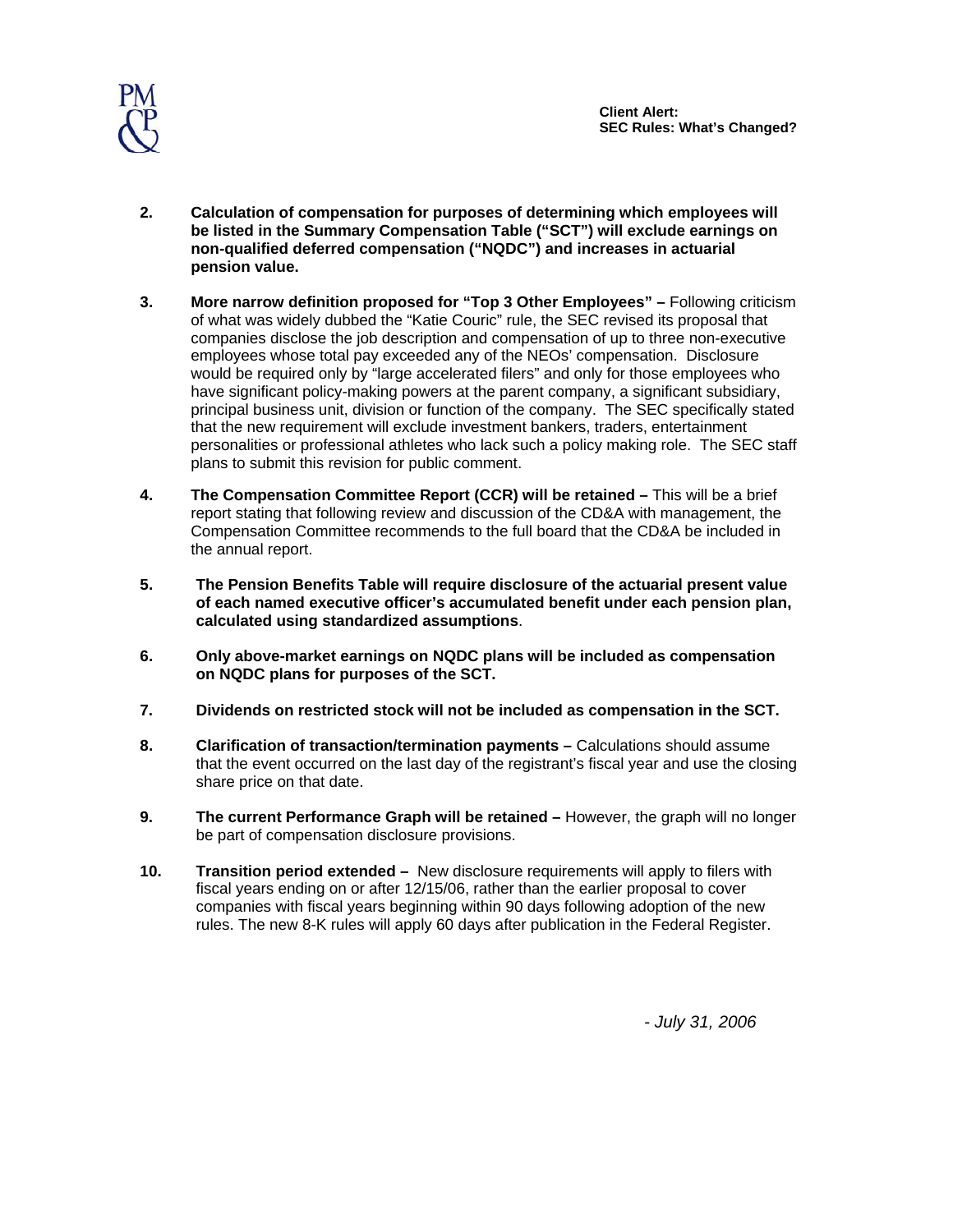2. **Calculation of compensation for purposes of determining which employees will be listed in the Summary Compensation Table ("SCT") will exclude earnings on non-qualified deferred compensation ("NQDC") and increases in actuarial pension value.**

3. **More narrow definition proposed for "Top 3 Other Employees" –** Following criticism of what was widely dubbed the "Katie Couric" rule, the SEC revised its proposal that companies disclose the job description and compensation of up to three non-executive employees whose total pay exceeded any of the NEOs' compensation. Disclosure would be required only by "large accelerated filers" and only for those employees who have significant policy-making powers at the parent company, a significant subsidiary, principal business unit, division or function of the company. The SEC specifically stated that the new requirement will exclude investment bankers, traders, entertainment personalities or professional athletes who lack such a policy making role. The SEC staff plans to submit this revision for public comment.

4. **The Compensation Committee Report (CCR) will be retained –** This will be a brief report stating that following review and discussion of the CD&A with management, the Compensation Committee recommends to the full board that the CD&A be included in the annual report.

5. **The Pension Benefits Table will require disclosure of the actuarial present value of each named executive officer's accumulated benefit under each pension plan, calculated using standardized assumptions**.

6. **Only above-market earnings on NQDC plans will be included as compensation on NQDC plans for purposes of the SCT.**

7. **Dividends on restricted stock will not be included as compensation in the SCT.**

8. **Clarification of transaction/termination payments –** Calculations should assume that the event occurred on the last day of the registrant's fiscal year and use the closing share price on that date.

9. **The current Performance Graph will be retained –** However, the graph will no longer be part of compensation disclosure provisions.

10. **Transition period extended –** New disclosure requirements will apply to filers with fiscal years ending on or after 12/15/06, rather than the earlier proposal to cover companies with fiscal years beginning within 90 days following adoption of the new rules. The new 8-K rules will apply 60 days after publication in the Federal Register.

*- July 31, 2006*